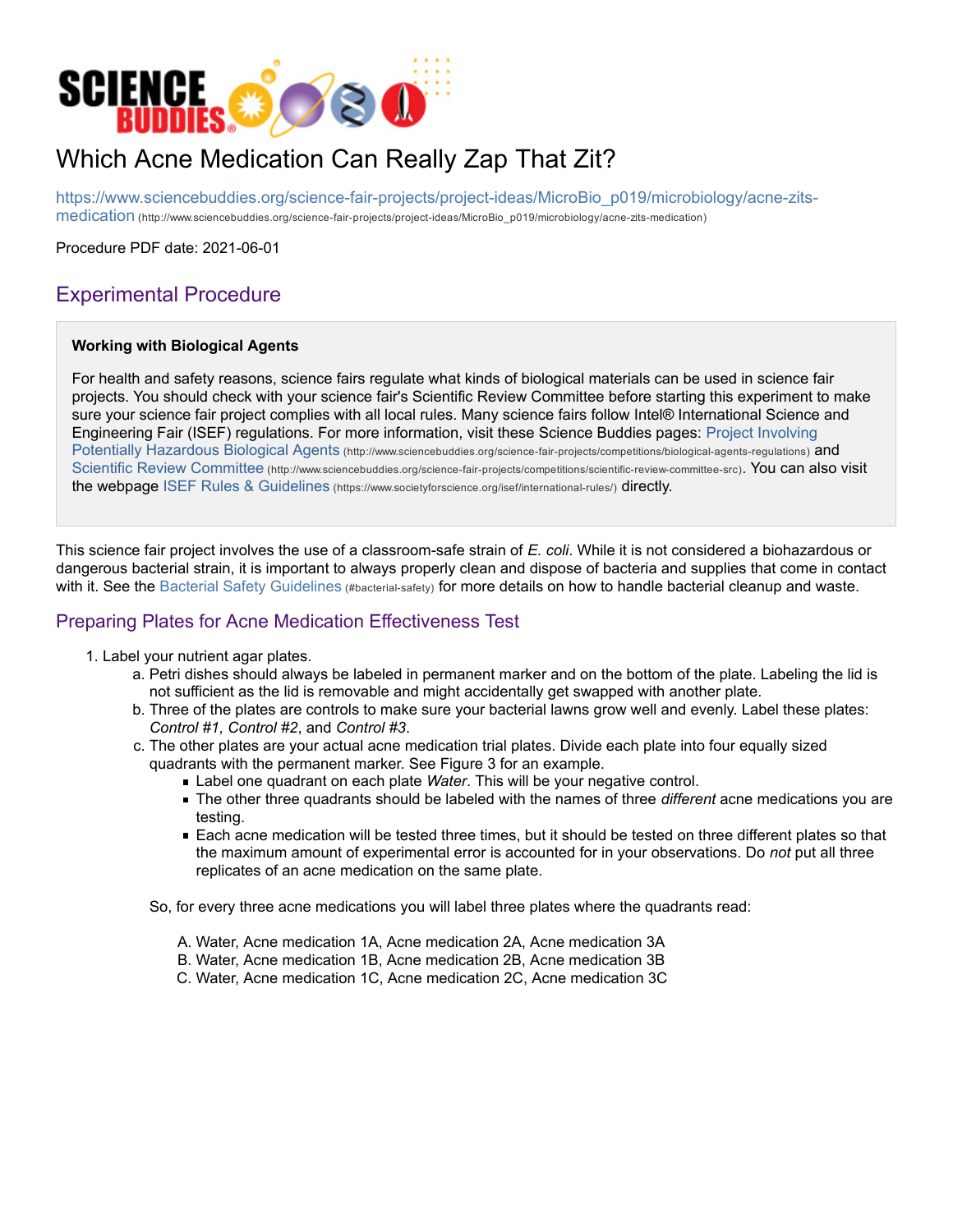# Which Acne Medication Can Really Zap That Zit?

[https://www.sciencebuddies.org/science-fair-projects/project-ideas/MicroBio_p019/microbiology/acne-zits-medication](http://www.sciencebuddies.org/science-fair-projects/project-ideas/MicroBio_p019/microbiology/acne-zits-medication) (http://www.sciencebuddies.org/science-fair-projects/project-ideas/MicroBio_p019/microbiology/acne-zits-medication)

Procedure PDF date: 2021-06-01

## Experimental Procedure

**Working with Biological Agents**

For health and safety reasons, science fairs regulate what kinds of biological materials can be used in science fair projects. You should check with your science fair's Scientific Review Committee before starting this experiment to make sure your science fair project complies with all local rules. Many science fairs follow Intel® International Science and Engineering Fair (ISEF) regulations. For more information, visit these Science Buddies pages: Project Involving Potentially Hazardous Biological Agents (http://www.sciencebuddies.org/science-fair-projects/competitions/biological-agents-regulations) and Scientific Review Committee (http://www.sciencebuddies.org/science-fair-projects/competitions/scientific-review-committee-src). You can also visit the webpage ISEF Rules & Guidelines (https://www.societyforscience.org/isef/international-rules/) directly.

This science fair project involves the use of a classroom-safe strain of *E. coli*. While it is not considered a biohazardous or dangerous bacterial strain, it is important to always properly clean and dispose of bacteria and supplies that come in contact with it. See the Bacterial Safety Guidelines (#bacterial-safety) for more details on how to handle bacterial cleanup and waste.

### Preparing Plates for Acne Medication Effectiveness Test

1. Label your nutrient agar plates.
   a. Petri dishes should always be labeled in permanent marker and on the bottom of the plate. Labeling the lid is not sufficient as the lid is removable and might accidentally get swapped with another plate.
   b. Three of the plates are controls to make sure your bacterial lawns grow well and evenly. Label these plates: *Control #1, Control #2*, and *Control #3*.
   c. The other plates are your actual acne medication trial plates. Divide each plate into four equally sized quadrants with the permanent marker. See Figure 3 for an example.
      - Label one quadrant on each plate *Water*. This will be your negative control.
      - The other three quadrants should be labeled with the names of three *different* acne medications you are testing.
      - Each acne medication will be tested three times, but it should be tested on three different plates so that the maximum amount of experimental error is accounted for in your observations. Do *not* put all three replicates of an acne medication on the same plate.

   So, for every three acne medications you will label three plates where the quadrants read:

   A. Water, Acne medication 1A, Acne medication 2A, Acne medication 3A
   B. Water, Acne medication 1B, Acne medication 2B, Acne medication 3B
   C. Water, Acne medication 1C, Acne medication 2C, Acne medication 3C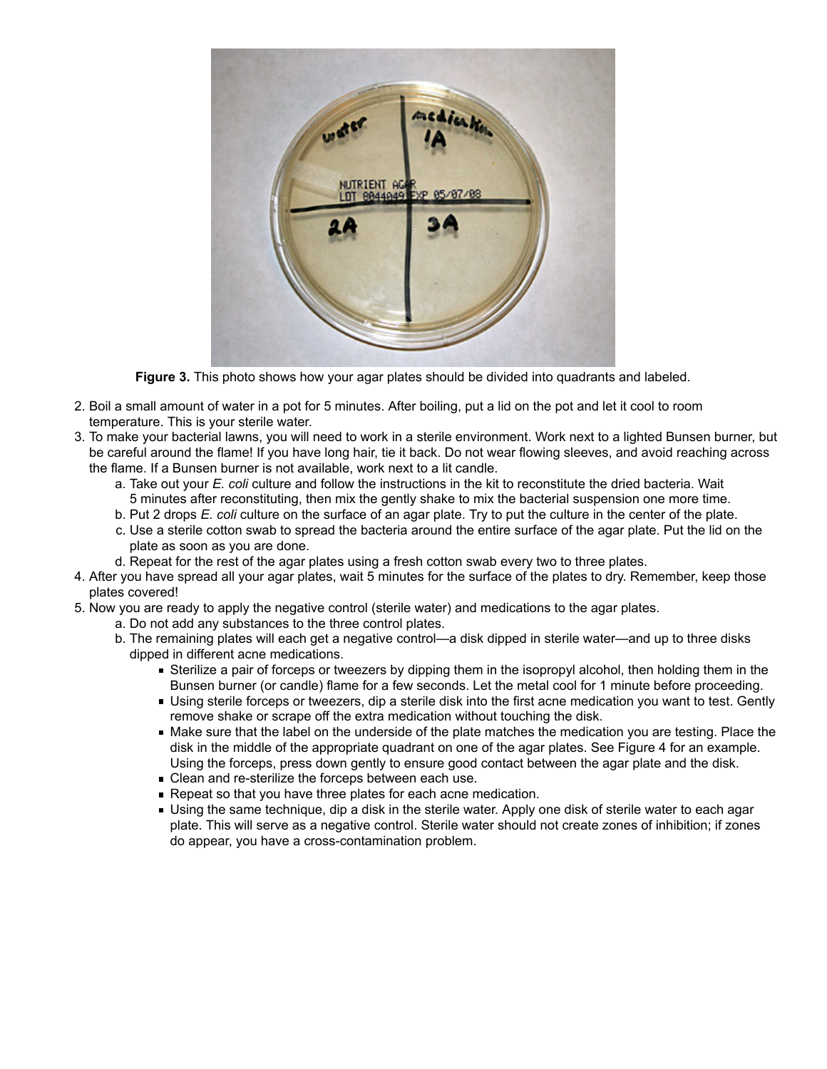**Figure 3.** This photo shows how your agar plates should be divided into quadrants and labeled.

2. Boil a small amount of water in a pot for 5 minutes. After boiling, put a lid on the pot and let it cool to room temperature. This is your sterile water.
3. To make your bacterial lawns, you will need to work in a sterile environment. Work next to a lighted Bunsen burner, but be careful around the flame! If you have long hair, tie it back. Do not wear flowing sleeves, and avoid reaching across the flame. If a Bunsen burner is not available, work next to a lit candle.
   a. Take out your *E. coli* culture and follow the instructions in the kit to reconstitute the dried bacteria. Wait 5 minutes after reconstituting, then mix the gently shake to mix the bacterial suspension one more time.
   b. Put 2 drops *E. coli* culture on the surface of an agar plate. Try to put the culture in the center of the plate.
   c. Use a sterile cotton swab to spread the bacteria around the entire surface of the agar plate. Put the lid on the plate as soon as you are done.
   d. Repeat for the rest of the agar plates using a fresh cotton swab every two to three plates.
4. After you have spread all your agar plates, wait 5 minutes for the surface of the plates to dry. Remember, keep those plates covered!
5. Now you are ready to apply the negative control (sterile water) and medications to the agar plates.
   a. Do not add any substances to the three control plates.
   b. The remaining plates will each get a negative control—a disk dipped in sterile water—and up to three disks dipped in different acne medications.
      - Sterilize a pair of forceps or tweezers by dipping them in the isopropyl alcohol, then holding them in the Bunsen burner (or candle) flame for a few seconds. Let the metal cool for 1 minute before proceeding.
      - Using sterile forceps or tweezers, dip a sterile disk into the first acne medication you want to test. Gently remove shake or scrape off the extra medication without touching the disk.
      - Make sure that the label on the underside of the plate matches the medication you are testing. Place the disk in the middle of the appropriate quadrant on one of the agar plates. See Figure 4 for an example. Using the forceps, press down gently to ensure good contact between the agar plate and the disk.
      - Clean and re-sterilize the forceps between each use.
      - Repeat so that you have three plates for each acne medication.
      - Using the same technique, dip a disk in the sterile water. Apply one disk of sterile water to each agar plate. This will serve as a negative control. Sterile water should not create zones of inhibition; if zones do appear, you have a cross-contamination problem.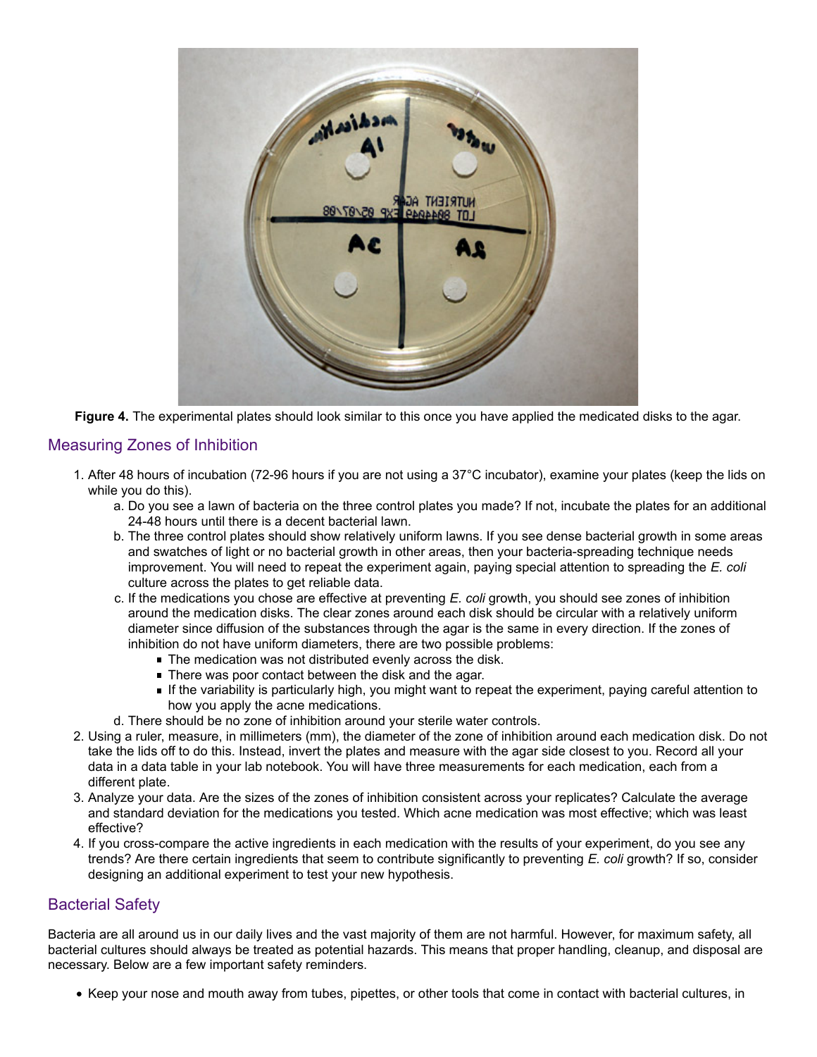**Figure 4.** The experimental plates should look similar to this once you have applied the medicated disks to the agar.

## Measuring Zones of Inhibition

1. After 48 hours of incubation (72-96 hours if you are not using a 37°C incubator), examine your plates (keep the lids on while you do this).
   a. Do you see a lawn of bacteria on the three control plates you made? If not, incubate the plates for an additional 24-48 hours until there is a decent bacterial lawn.
   b. The three control plates should show relatively uniform lawns. If you see dense bacterial growth in some areas and swatches of light or no bacterial growth in other areas, then your bacteria-spreading technique needs improvement. You will need to repeat the experiment again, paying special attention to spreading the *E. coli* culture across the plates to get reliable data.
   c. If the medications you chose are effective at preventing *E. coli* growth, you should see zones of inhibition around the medication disks. The clear zones around each disk should be circular with a relatively uniform diameter since diffusion of the substances through the agar is the same in every direction. If the zones of inhibition do not have uniform diameters, there are two possible problems:
      - The medication was not distributed evenly across the disk.
      - There was poor contact between the disk and the agar.
      - If the variability is particularly high, you might want to repeat the experiment, paying careful attention to how you apply the acne medications.
   d. There should be no zone of inhibition around your sterile water controls.
2. Using a ruler, measure, in millimeters (mm), the diameter of the zone of inhibition around each medication disk. Do not take the lids off to do this. Instead, invert the plates and measure with the agar side closest to you. Record all your data in a data table in your lab notebook. You will have three measurements for each medication, each from a different plate.
3. Analyze your data. Are the sizes of the zones of inhibition consistent across your replicates? Calculate the average and standard deviation for the medications you tested. Which acne medication was most effective; which was least effective?
4. If you cross-compare the active ingredients in each medication with the results of your experiment, do you see any trends? Are there certain ingredients that seem to contribute significantly to preventing *E. coli* growth? If so, consider designing an additional experiment to test your new hypothesis.

## Bacterial Safety

Bacteria are all around us in our daily lives and the vast majority of them are not harmful. However, for maximum safety, all bacterial cultures should always be treated as potential hazards. This means that proper handling, cleanup, and disposal are necessary. Below are a few important safety reminders.

- Keep your nose and mouth away from tubes, pipettes, or other tools that come in contact with bacterial cultures, in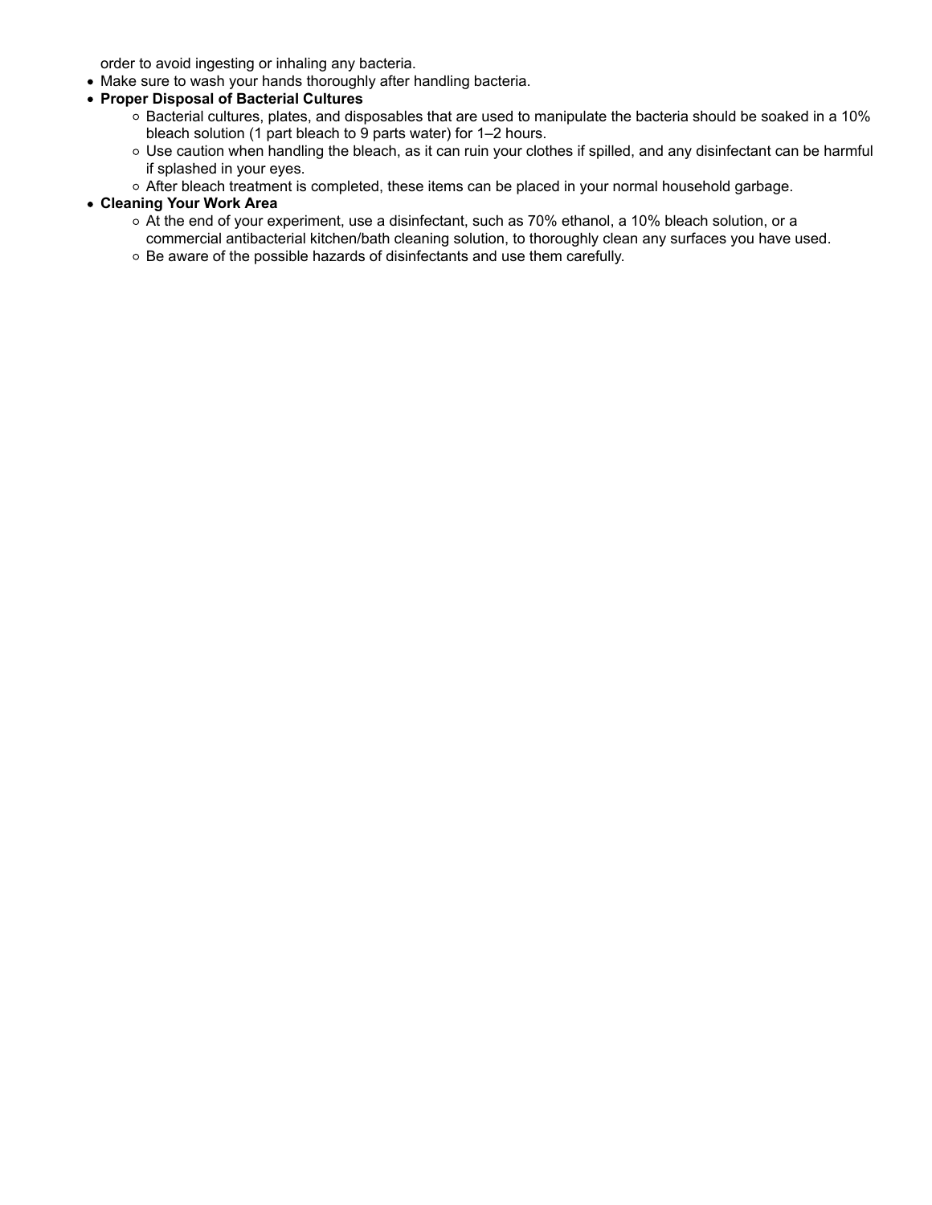order to avoid ingesting or inhaling any bacteria.
- Make sure to wash your hands thoroughly after handling bacteria.
- **Proper Disposal of Bacterial Cultures**
  - Bacterial cultures, plates, and disposables that are used to manipulate the bacteria should be soaked in a 10% bleach solution (1 part bleach to 9 parts water) for 1–2 hours.
  - Use caution when handling the bleach, as it can ruin your clothes if spilled, and any disinfectant can be harmful if splashed in your eyes.
  - After bleach treatment is completed, these items can be placed in your normal household garbage.
- **Cleaning Your Work Area**
  - At the end of your experiment, use a disinfectant, such as 70% ethanol, a 10% bleach solution, or a commercial antibacterial kitchen/bath cleaning solution, to thoroughly clean any surfaces you have used.
  - Be aware of the possible hazards of disinfectants and use them carefully.